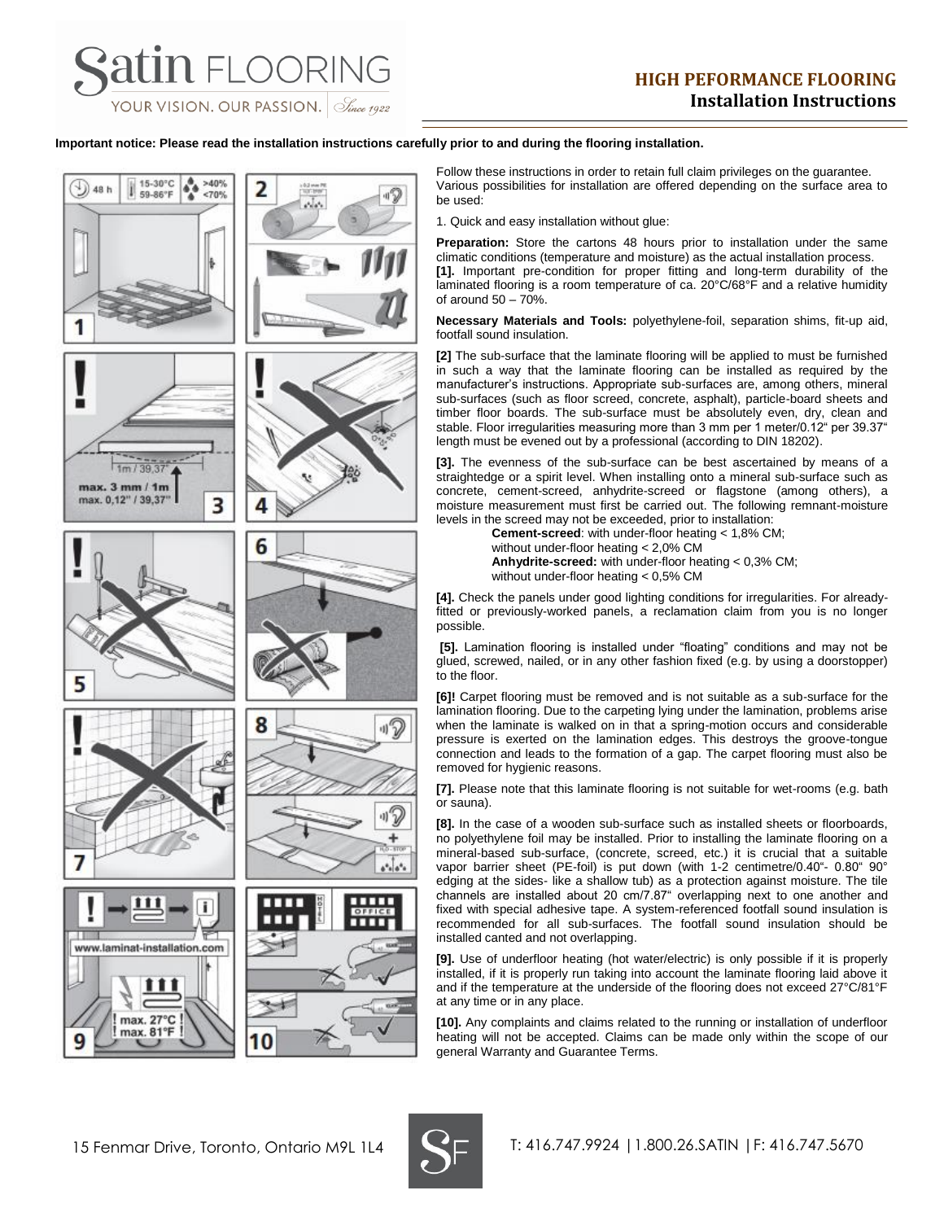# Satin FLOORING

YOUR VISION. OUR PASSION. Since 1922

## HIGH PEFORMANCE FLOORING
## Installation Instructions

**Important notice: Please read the installation instructions carefully prior to and during the flooring installation.**

Follow these instructions in order to retain full claim privileges on the guarantee. Various possibilities for installation are offered depending on the surface area to be used:

1. Quick and easy installation without glue:

**Preparation:** Store the cartons 48 hours prior to installation under the same climatic conditions (temperature and moisture) as the actual installation process.
**[1].** Important pre-condition for proper fitting and long-term durability of the laminated flooring is a room temperature of ca. 20°C/68°F and a relative humidity of around 50 – 70%.

**Necessary Materials and Tools:** polyethylene-foil, separation shims, fit-up aid, footfall sound insulation.

**[2]** The sub-surface that the laminate flooring will be applied to must be furnished in such a way that the laminate flooring can be installed as required by the manufacturer's instructions. Appropriate sub-surfaces are, among others, mineral sub-surfaces (such as floor screed, concrete, asphalt), particle-board sheets and timber floor boards. The sub-surface must be absolutely even, dry, clean and stable. Floor irregularities measuring more than 3 mm per 1 meter/0.12" per 39.37" length must be evened out by a professional (according to DIN 18202).

**[3].** The evenness of the sub-surface can be best ascertained by means of a straightedge or a spirit level. When installing onto a mineral sub-surface such as concrete, cement-screed, anhydrite-screed or flagstone (among others), a moisture measurement must first be carried out. The following remnant-moisture levels in the screed may not be exceeded, prior to installation:

**Cement-screed**: with under-floor heating < 1,8% CM;
without under-floor heating < 2,0% CM
**Anhydrite-screed:** with under-floor heating < 0,3% CM;
without under-floor heating < 0,5% CM

**[4].** Check the panels under good lighting conditions for irregularities. For already-fitted or previously-worked panels, a reclamation claim from you is no longer possible.

**[5].** Lamination flooring is installed under "floating" conditions and may not be glued, screwed, nailed, or in any other fashion fixed (e.g. by using a doorstopper) to the floor.

**[6]!** Carpet flooring must be removed and is not suitable as a sub-surface for the lamination flooring. Due to the carpeting lying under the lamination, problems arise when the laminate is walked on in that a spring-motion occurs and considerable pressure is exerted on the lamination edges. This destroys the groove-tongue connection and leads to the formation of a gap. The carpet flooring must also be removed for hygienic reasons.

**[7].** Please note that this laminate flooring is not suitable for wet-rooms (e.g. bath or sauna).

**[8].** In the case of a wooden sub-surface such as installed sheets or floorboards, no polyethylene foil may be installed. Prior to installing the laminate flooring on a mineral-based sub-surface, (concrete, screed, etc.) it is crucial that a suitable vapor barrier sheet (PE-foil) is put down (with 1-2 centimetre/0.40"- 0.80" 90° edging at the sides- like a shallow tub) as a protection against moisture. The tile channels are installed about 20 cm/7.87" overlapping next to one another and fixed with special adhesive tape. A system-referenced footfall sound insulation is recommended for all sub-surfaces. The footfall sound insulation should be installed canted and not overlapping.

**[9].** Use of underfloor heating (hot water/electric) is only possible if it is properly installed, if it is properly run taking into account the laminate flooring laid above it and if the temperature at the underside of the flooring does not exceed 27°C/81°F at any time or in any place.

**[10].** Any complaints and claims related to the running or installation of underfloor heating will not be accepted. Claims can be made only within the scope of our general Warranty and Guarantee Terms.

15 Fenmar Drive, Toronto, Ontario M9L 1L4 T: 416.747.9924 | 1.800.26.SATIN | F: 416.747.5670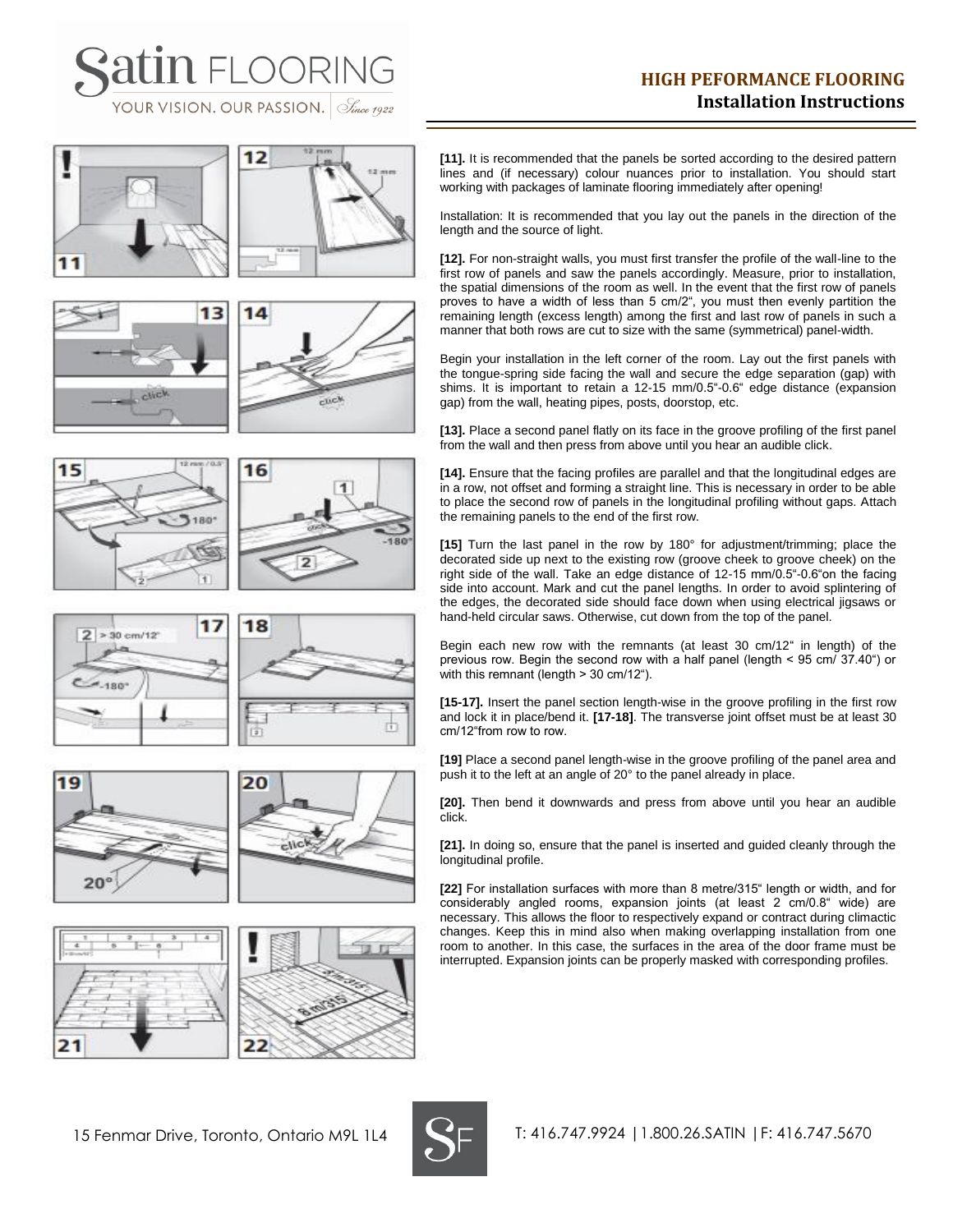# Satin FLOORING

YOUR VISION. OUR PASSION. Since 1922

## HIGH PEFORMANCE FLOORING
## Installation Instructions

**[11].** It is recommended that the panels be sorted according to the desired pattern lines and (if necessary) colour nuances prior to installation. You should start working with packages of laminate flooring immediately after opening!

Installation: It is recommended that you lay out the panels in the direction of the length and the source of light.

**[12].** For non-straight walls, you must first transfer the profile of the wall-line to the first row of panels and saw the panels accordingly. Measure, prior to installation, the spatial dimensions of the room as well. In the event that the first row of panels proves to have a width of less than 5 cm/2", you must then evenly partition the remaining length (excess length) among the first and last row of panels in such a manner that both rows are cut to size with the same (symmetrical) panel-width.

Begin your installation in the left corner of the room. Lay out the first panels with the tongue-spring side facing the wall and secure the edge separation (gap) with shims. It is important to retain a 12-15 mm/0.5"-0.6" edge distance (expansion gap) from the wall, heating pipes, posts, doorstop, etc.

**[13].** Place a second panel flatly on its face in the groove profiling of the first panel from the wall and then press from above until you hear an audible click.

**[14].** Ensure that the facing profiles are parallel and that the longitudinal edges are in a row, not offset and forming a straight line. This is necessary in order to be able to place the second row of panels in the longitudinal profiling without gaps. Attach the remaining panels to the end of the first row.

**[15]** Turn the last panel in the row by 180° for adjustment/trimming; place the decorated side up next to the existing row (groove cheek to groove cheek) on the right side of the wall. Take an edge distance of 12-15 mm/0.5"-0.6"on the facing side into account. Mark and cut the panel lengths. In order to avoid splintering of the edges, the decorated side should face down when using electrical jigsaws or hand-held circular saws. Otherwise, cut down from the top of the panel.

Begin each new row with the remnants (at least 30 cm/12" in length) of the previous row. Begin the second row with a half panel (length < 95 cm/ 37.40") or with this remnant (length > 30 cm/12").

**[15-17].** Insert the panel section length-wise in the groove profiling in the first row and lock it in place/bend it. **[17-18]**. The transverse joint offset must be at least 30 cm/12"from row to row.

**[19]** Place a second panel length-wise in the groove profiling of the panel area and push it to the left at an angle of 20° to the panel already in place.

**[20].** Then bend it downwards and press from above until you hear an audible click.

**[21].** In doing so, ensure that the panel is inserted and guided cleanly through the longitudinal profile.

**[22]** For installation surfaces with more than 8 metre/315" length or width, and for considerably angled rooms, expansion joints (at least 2 cm/0.8" wide) are necessary. This allows the floor to respectively expand or contract during climactic changes. Keep this in mind also when making overlapping installation from one room to another. In this case, the surfaces in the area of the door frame must be interrupted. Expansion joints can be properly masked with corresponding profiles.

15 Fenmar Drive, Toronto, Ontario M9L 1L4 T: 416.747.9924 | 1.800.26.SATIN | F: 416.747.5670